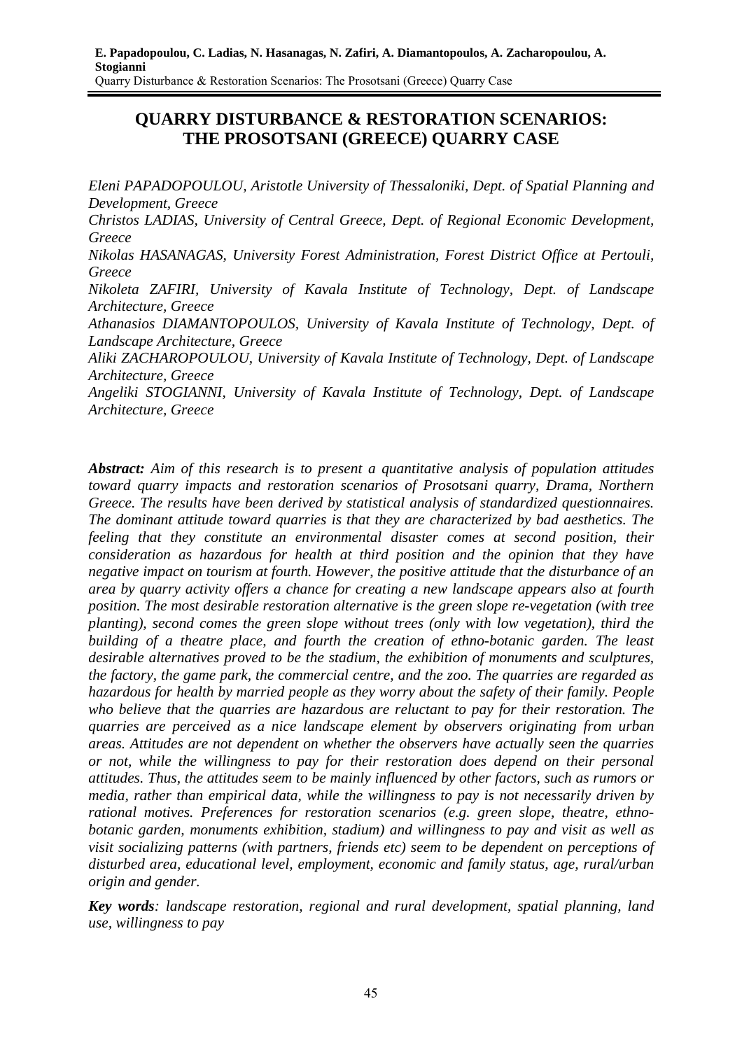# QUARRY DISTURBANCE & RESTORATION SCENARIOS: THE PROSOTSANI (GREECE) QUARRY CASE

*Eleni PAPADOPOULOU, Aristotle University of Thessaloniki, Dept. of Spatial Planning and Development, Greece*

*Christos LADIAS, University of Central Greece, Dept. of Regional Economic Development, Greece*

*Nikolas HASANAGAS, University Forest Administration, Forest District Office at Pertouli, Greece*

*Nikoleta ZAFIRI, University of Kavala Institute of Technology, Dept. of Landscape Architecture, Greece*

*Athanasios DIAMANTOPOULOS, University of Kavala Institute of Technology, Dept. of Landscape Architecture, Greece*

*Aliki ZACHAROPOULOU, University of Kavala Institute of Technology, Dept. of Landscape Architecture, Greece*

*Angeliki STOGIANNI, University of Kavala Institute of Technology, Dept. of Landscape Architecture, Greece*

***Abstract:*** *Aim of this research is to present a quantitative analysis of population attitudes toward quarry impacts and restoration scenarios of Prosotsani quarry, Drama, Northern Greece. The results have been derived by statistical analysis of standardized questionnaires. The dominant attitude toward quarries is that they are characterized by bad aesthetics. The feeling that they constitute an environmental disaster comes at second position, their consideration as hazardous for health at third position and the opinion that they have negative impact on tourism at fourth. However, the positive attitude that the disturbance of an area by quarry activity offers a chance for creating a new landscape appears also at fourth position. The most desirable restoration alternative is the green slope re-vegetation (with tree planting), second comes the green slope without trees (only with low vegetation), third the building of a theatre place, and fourth the creation of ethno-botanic garden. The least desirable alternatives proved to be the stadium, the exhibition of monuments and sculptures, the factory, the game park, the commercial centre, and the zoo. The quarries are regarded as hazardous for health by married people as they worry about the safety of their family. People who believe that the quarries are hazardous are reluctant to pay for their restoration. The quarries are perceived as a nice landscape element by observers originating from urban areas. Attitudes are not dependent on whether the observers have actually seen the quarries or not, while the willingness to pay for their restoration does depend on their personal attitudes. Thus, the attitudes seem to be mainly influenced by other factors, such as rumors or media, rather than empirical data, while the willingness to pay is not necessarily driven by rational motives. Preferences for restoration scenarios (e.g. green slope, theatre, ethno-botanic garden, monuments exhibition, stadium) and willingness to pay and visit as well as visit socializing patterns (with partners, friends etc) seem to be dependent on perceptions of disturbed area, educational level, employment, economic and family status, age, rural/urban origin and gender.*

***Key words****: landscape restoration, regional and rural development, spatial planning, land use, willingness to pay*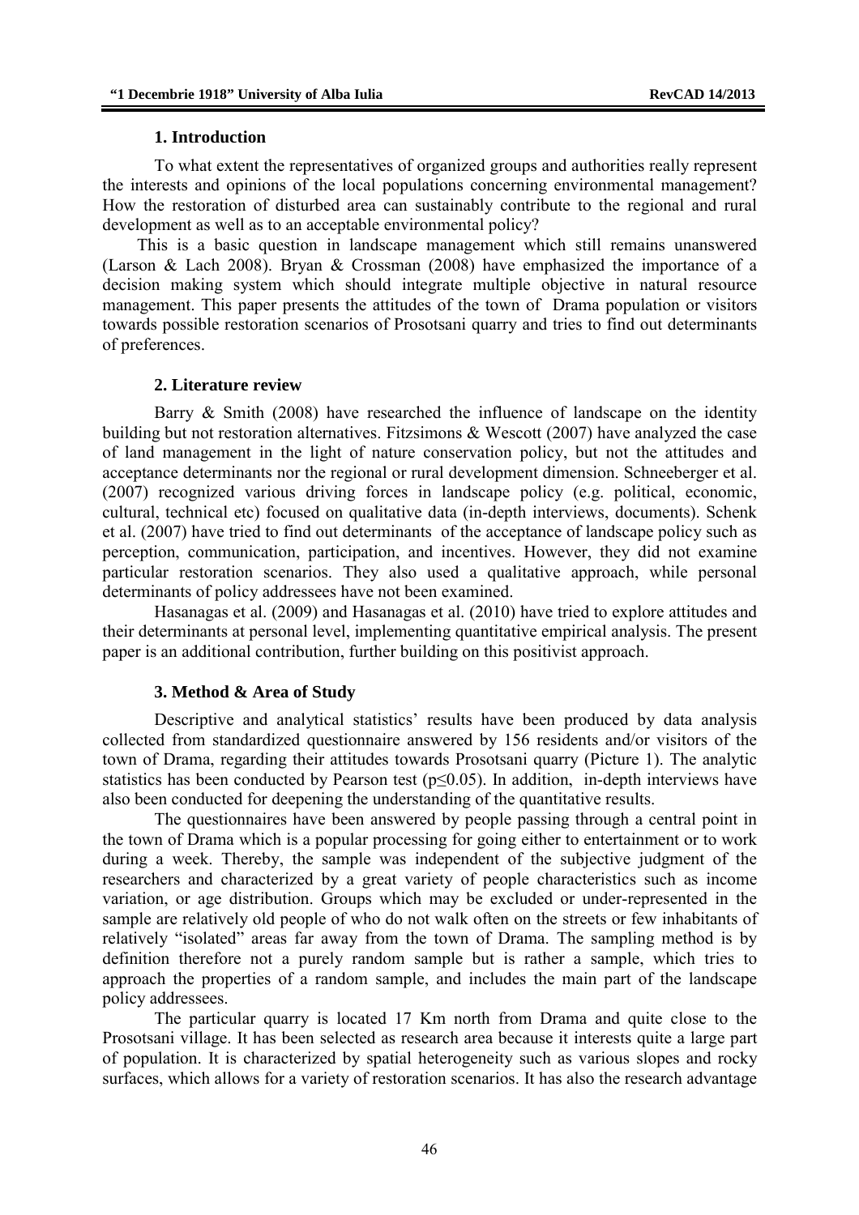## 1. Introduction

To what extent the representatives of organized groups and authorities really represent the interests and opinions of the local populations concerning environmental management? How the restoration of disturbed area can sustainably contribute to the regional and rural development as well as to an acceptable environmental policy?

This is a basic question in landscape management which still remains unanswered (Larson & Lach 2008). Bryan & Crossman (2008) have emphasized the importance of a decision making system which should integrate multiple objective in natural resource management. This paper presents the attitudes of the town of Drama population or visitors towards possible restoration scenarios of Prosotsani quarry and tries to find out determinants of preferences.

## 2. Literature review

Barry & Smith (2008) have researched the influence of landscape on the identity building but not restoration alternatives. Fitzsimons & Wescott (2007) have analyzed the case of land management in the light of nature conservation policy, but not the attitudes and acceptance determinants nor the regional or rural development dimension. Schneeberger et al. (2007) recognized various driving forces in landscape policy (e.g. political, economic, cultural, technical etc) focused on qualitative data (in-depth interviews, documents). Schenk et al. (2007) have tried to find out determinants of the acceptance of landscape policy such as perception, communication, participation, and incentives. However, they did not examine particular restoration scenarios. They also used a qualitative approach, while personal determinants of policy addressees have not been examined.

Hasanagas et al. (2009) and Hasanagas et al. (2010) have tried to explore attitudes and their determinants at personal level, implementing quantitative empirical analysis. The present paper is an additional contribution, further building on this positivist approach.

## 3. Method & Area of Study

Descriptive and analytical statistics' results have been produced by data analysis collected from standardized questionnaire answered by 156 residents and/or visitors of the town of Drama, regarding their attitudes towards Prosotsani quarry (Picture 1). The analytic statistics has been conducted by Pearson test ($p \leq 0.05$). In addition, in-depth interviews have also been conducted for deepening the understanding of the quantitative results.

The questionnaires have been answered by people passing through a central point in the town of Drama which is a popular processing for going either to entertainment or to work during a week. Thereby, the sample was independent of the subjective judgment of the researchers and characterized by a great variety of people characteristics such as income variation, or age distribution. Groups which may be excluded or under-represented in the sample are relatively old people of who do not walk often on the streets or few inhabitants of relatively "isolated" areas far away from the town of Drama. The sampling method is by definition therefore not a purely random sample but is rather a sample, which tries to approach the properties of a random sample, and includes the main part of the landscape policy addressees.

The particular quarry is located 17 Km north from Drama and quite close to the Prosotsani village. It has been selected as research area because it interests quite a large part of population. It is characterized by spatial heterogeneity such as various slopes and rocky surfaces, which allows for a variety of restoration scenarios. It has also the research advantage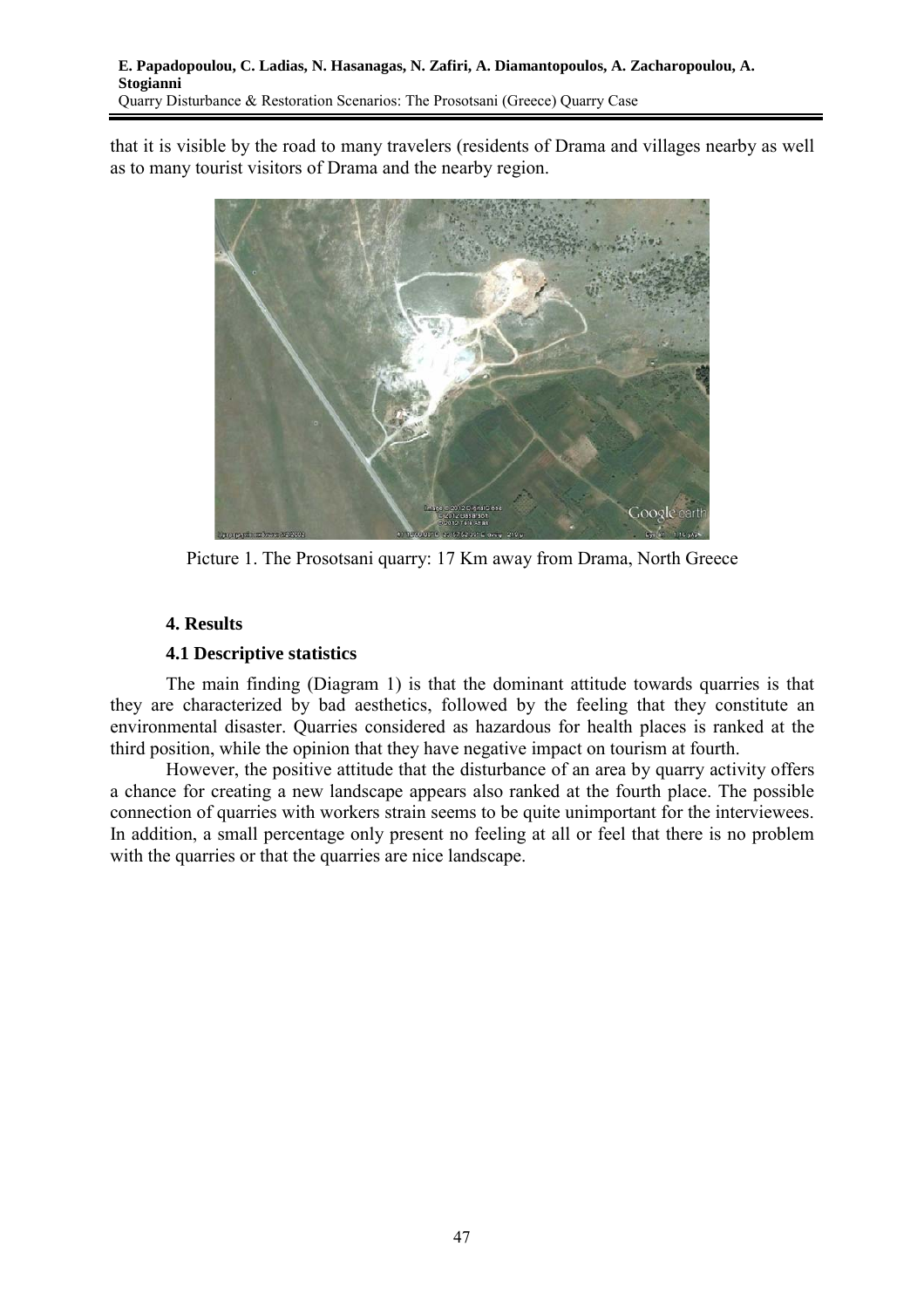that it is visible by the road to many travelers (residents of Drama and villages nearby as well as to many tourist visitors of Drama and the nearby region.

Picture 1. The Prosotsani quarry: 17 Km away from Drama, North Greece

### 4. Results

#### 4.1 Descriptive statistics

The main finding (Diagram 1) is that the dominant attitude towards quarries is that they are characterized by bad aesthetics, followed by the feeling that they constitute an environmental disaster. Quarries considered as hazardous for health places is ranked at the third position, while the opinion that they have negative impact on tourism at fourth.

However, the positive attitude that the disturbance of an area by quarry activity offers a chance for creating a new landscape appears also ranked at the fourth place. The possible connection of quarries with workers strain seems to be quite unimportant for the interviewees. In addition, a small percentage only present no feeling at all or feel that there is no problem with the quarries or that the quarries are nice landscape.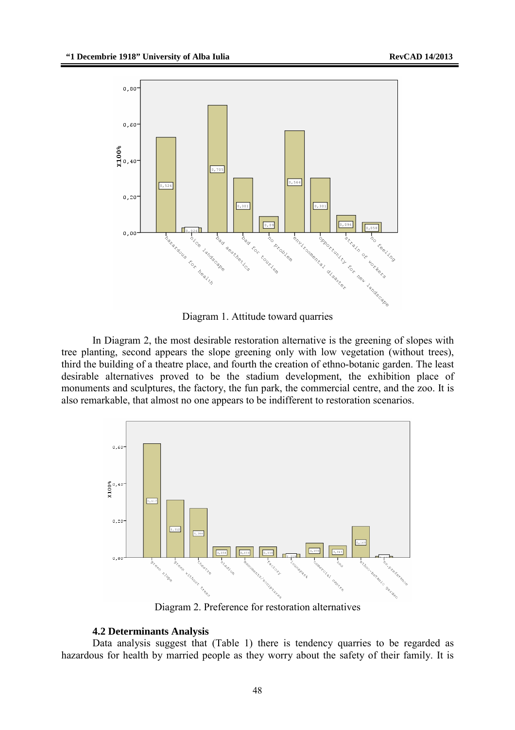Diagram 1. Attitude toward quarries

In Diagram 2, the most desirable restoration alternative is the greening of slopes with tree planting, second appears the slope greening only with low vegetation (without trees), third the building of a theatre place, and fourth the creation of ethno-botanic garden. The least desirable alternatives proved to be the stadium development, the exhibition place of monuments and sculptures, the factory, the fun park, the commercial centre, and the zoo. It is also remarkable, that almost no one appears to be indifferent to restoration scenarios.

Diagram 2. Preference for restoration alternatives

### 4.2 Determinants Analysis

Data analysis suggest that (Table 1) there is tendency quarries to be regarded as hazardous for health by married people as they worry about the safety of their family. It is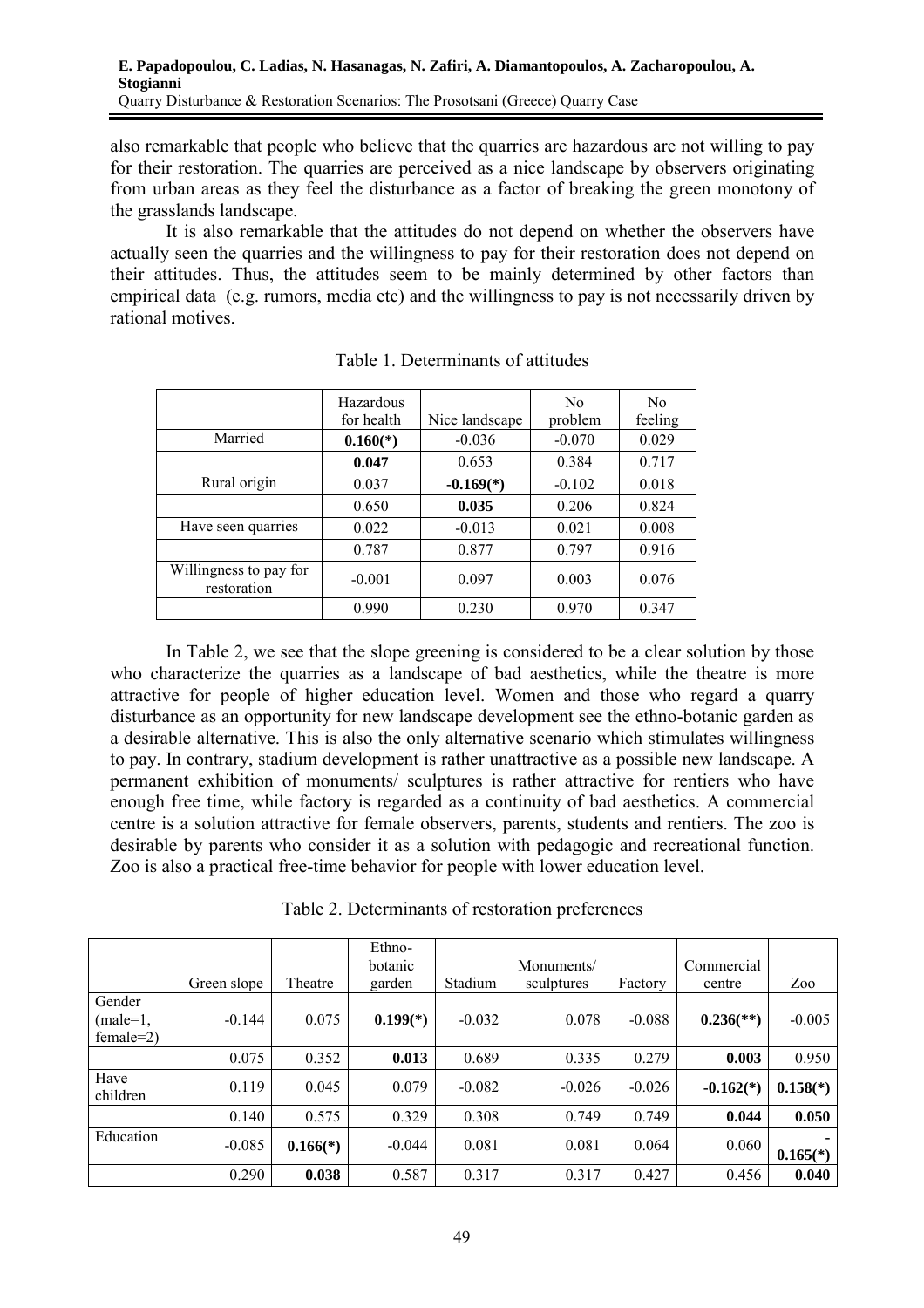also remarkable that people who believe that the quarries are hazardous are not willing to pay for their restoration. The quarries are perceived as a nice landscape by observers originating from urban areas as they feel the disturbance as a factor of breaking the green monotony of the grasslands landscape.

It is also remarkable that the attitudes do not depend on whether the observers have actually seen the quarries and the willingness to pay for their restoration does not depend on their attitudes. Thus, the attitudes seem to be mainly determined by other factors than empirical data (e.g. rumors, media etc) and the willingness to pay is not necessarily driven by rational motives.

Table 1. Determinants of attitudes

| | Hazardous for health | Nice landscape | No problem | No feeling |
|---|---|---|---|---|
| Married | **0.160(*)** | -0.036 | -0.070 | 0.029 |
| | **0.047** | 0.653 | 0.384 | 0.717 |
| Rural origin | 0.037 | **-0.169(*)** | -0.102 | 0.018 |
| | 0.650 | **0.035** | 0.206 | 0.824 |
| Have seen quarries | 0.022 | -0.013 | 0.021 | 0.008 |
| | 0.787 | 0.877 | 0.797 | 0.916 |
| Willingness to pay for restoration | -0.001 | 0.097 | 0.003 | 0.076 |
| | 0.990 | 0.230 | 0.970 | 0.347 |

In Table 2, we see that the slope greening is considered to be a clear solution by those who characterize the quarries as a landscape of bad aesthetics, while the theatre is more attractive for people of higher education level. Women and those who regard a quarry disturbance as an opportunity for new landscape development see the ethno-botanic garden as a desirable alternative. This is also the only alternative scenario which stimulates willingness to pay. In contrary, stadium development is rather unattractive as a possible new landscape. A permanent exhibition of monuments/ sculptures is rather attractive for rentiers who have enough free time, while factory is regarded as a continuity of bad aesthetics. A commercial centre is a solution attractive for female observers, parents, students and rentiers. The zoo is desirable by parents who consider it as a solution with pedagogic and recreational function. Zoo is also a practical free-time behavior for people with lower education level.

Table 2. Determinants of restoration preferences

| | Green slope | Theatre | Ethno-botanic garden | Stadium | Monuments/ sculptures | Factory | Commercial centre | Zoo |
|---|---|---|---|---|---|---|---|---|
| Gender (male=1, female=2) | -0.144 | 0.075 | **0.199(*)** | -0.032 | 0.078 | -0.088 | **0.236(**)** | -0.005 |
| | 0.075 | 0.352 | **0.013** | 0.689 | 0.335 | 0.279 | **0.003** | 0.950 |
| Have children | 0.119 | 0.045 | 0.079 | -0.082 | -0.026 | -0.026 | **-0.162(*)** | **0.158(*)** |
| | 0.140 | 0.575 | 0.329 | 0.308 | 0.749 | 0.749 | **0.044** | **0.050** |
| Education | -0.085 | **0.166(*)** | -0.044 | 0.081 | 0.081 | 0.064 | 0.060 | **-0.165(*)** |
| | 0.290 | **0.038** | 0.587 | 0.317 | 0.317 | 0.427 | 0.456 | **0.040** |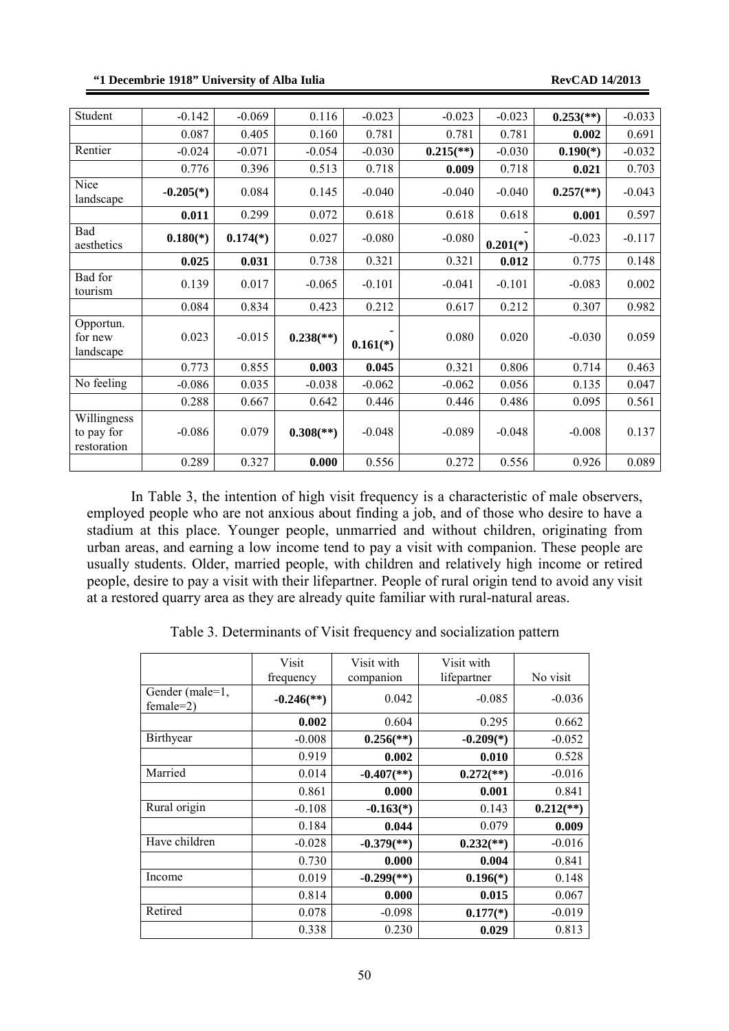| | | | | | | | | |
|---|---|---|---|---|---|---|---|---|
| Student | -0.142 | -0.069 | 0.116 | -0.023 | -0.023 | -0.023 | **0.253(**)** | -0.033 |
| | 0.087 | 0.405 | 0.160 | 0.781 | 0.781 | 0.781 | **0.002** | 0.691 |
| Rentier | -0.024 | -0.071 | -0.054 | -0.030 | **0.215(**)** | -0.030 | **0.190(*)** | -0.032 |
| | 0.776 | 0.396 | 0.513 | 0.718 | **0.009** | 0.718 | **0.021** | 0.703 |
| Nice landscape | **-0.205(*)** | 0.084 | 0.145 | -0.040 | -0.040 | -0.040 | **0.257(**)** | -0.043 |
| | **0.011** | 0.299 | 0.072 | 0.618 | 0.618 | 0.618 | **0.001** | 0.597 |
| Bad aesthetics | **0.180(*)** | **0.174(*)** | 0.027 | -0.080 | -0.080 | **-0.201(*)** | -0.023 | -0.117 |
| | **0.025** | **0.031** | 0.738 | 0.321 | 0.321 | **0.012** | 0.775 | 0.148 |
| Bad for tourism | 0.139 | 0.017 | -0.065 | -0.101 | -0.041 | -0.101 | -0.083 | 0.002 |
| | 0.084 | 0.834 | 0.423 | 0.212 | 0.617 | 0.212 | 0.307 | 0.982 |
| Opportun. for new landscape | 0.023 | -0.015 | **0.238(**)** | **-0.161(*)** | 0.080 | 0.020 | -0.030 | 0.059 |
| | 0.773 | 0.855 | **0.003** | **0.045** | 0.321 | 0.806 | 0.714 | 0.463 |
| No feeling | -0.086 | 0.035 | -0.038 | -0.062 | -0.062 | 0.056 | 0.135 | 0.047 |
| | 0.288 | 0.667 | 0.642 | 0.446 | 0.446 | 0.486 | 0.095 | 0.561 |
| Willingness to pay for restoration | -0.086 | 0.079 | **0.308(**)** | -0.048 | -0.089 | -0.048 | -0.008 | 0.137 |
| | 0.289 | 0.327 | **0.000** | 0.556 | 0.272 | 0.556 | 0.926 | 0.089 |

In Table 3, the intention of high visit frequency is a characteristic of male observers, employed people who are not anxious about finding a job, and of those who desire to have a stadium at this place. Younger people, unmarried and without children, originating from urban areas, and earning a low income tend to pay a visit with companion. These people are usually students. Older, married people, with children and relatively high income or retired people, desire to pay a visit with their lifepartner. People of rural origin tend to avoid any visit at a restored quarry area as they are already quite familiar with rural-natural areas.

Table 3. Determinants of Visit frequency and socialization pattern

| | Visit frequency | Visit with companion | Visit with lifepartner | No visit |
|---|---|---|---|---|
| Gender (male=1, female=2) | **-0.246(**)** | 0.042 | -0.085 | -0.036 |
| | **0.002** | 0.604 | 0.295 | 0.662 |
| Birthyear | -0.008 | **0.256(**)** | **-0.209(*)** | -0.052 |
| | 0.919 | **0.002** | **0.010** | 0.528 |
| Married | 0.014 | **-0.407(**)** | **0.272(**)** | -0.016 |
| | 0.861 | **0.000** | **0.001** | 0.841 |
| Rural origin | -0.108 | **-0.163(*)** | 0.143 | **0.212(**)** |
| | 0.184 | **0.044** | 0.079 | **0.009** |
| Have children | -0.028 | **-0.379(**)** | **0.232(**)** | -0.016 |
| | 0.730 | **0.000** | **0.004** | 0.841 |
| Income | 0.019 | **-0.299(**)** | **0.196(*)** | 0.148 |
| | 0.814 | **0.000** | **0.015** | 0.067 |
| Retired | 0.078 | -0.098 | **0.177(*)** | -0.019 |
| | 0.338 | 0.230 | **0.029** | 0.813 |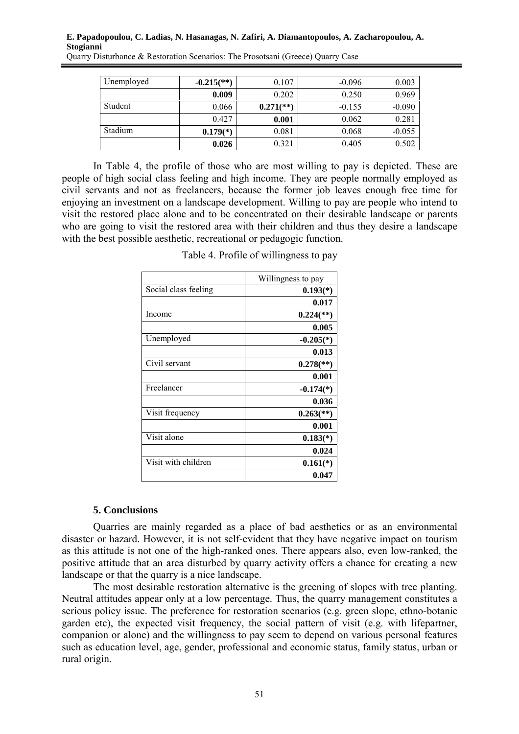| | | | | |
|---|---|---|---|---|
| Unemployed | **-0.215(\*\*)** | 0.107 | -0.096 | 0.003 |
| | **0.009** | 0.202 | 0.250 | 0.969 |
| Student | 0.066 | **0.271(\*\*)** | -0.155 | -0.090 |
| | 0.427 | **0.001** | 0.062 | 0.281 |
| Stadium | **0.179(\*)** | 0.081 | 0.068 | -0.055 |
| | **0.026** | 0.321 | 0.405 | 0.502 |

In Table 4, the profile of those who are most willing to pay is depicted. These are people of high social class feeling and high income. They are people normally employed as civil servants and not as freelancers, because the former job leaves enough free time for enjoying an investment on a landscape development. Willing to pay are people who intend to visit the restored place alone and to be concentrated on their desirable landscape or parents who are going to visit the restored area with their children and thus they desire a landscape with the best possible aesthetic, recreational or pedagogic function.

Table 4. Profile of willingness to pay

| | Willingness to pay |
|---|---|
| Social class feeling | **0.193(\*)** |
| | **0.017** |
| Income | **0.224(\*\*)** |
| | **0.005** |
| Unemployed | **-0.205(\*)** |
| | **0.013** |
| Civil servant | **0.278(\*\*)** |
| | **0.001** |
| Freelancer | **-0.174(\*)** |
| | **0.036** |
| Visit frequency | **0.263(\*\*)** |
| | **0.001** |
| Visit alone | **0.183(\*)** |
| | **0.024** |
| Visit with children | **0.161(\*)** |
| | **0.047** |

## 5. Conclusions

Quarries are mainly regarded as a place of bad aesthetics or as an environmental disaster or hazard. However, it is not self-evident that they have negative impact on tourism as this attitude is not one of the high-ranked ones. There appears also, even low-ranked, the positive attitude that an area disturbed by quarry activity offers a chance for creating a new landscape or that the quarry is a nice landscape.

The most desirable restoration alternative is the greening of slopes with tree planting. Neutral attitudes appear only at a low percentage. Thus, the quarry management constitutes a serious policy issue. The preference for restoration scenarios (e.g. green slope, ethno-botanic garden etc), the expected visit frequency, the social pattern of visit (e.g. with lifepartner, companion or alone) and the willingness to pay seem to depend on various personal features such as education level, age, gender, professional and economic status, family status, urban or rural origin.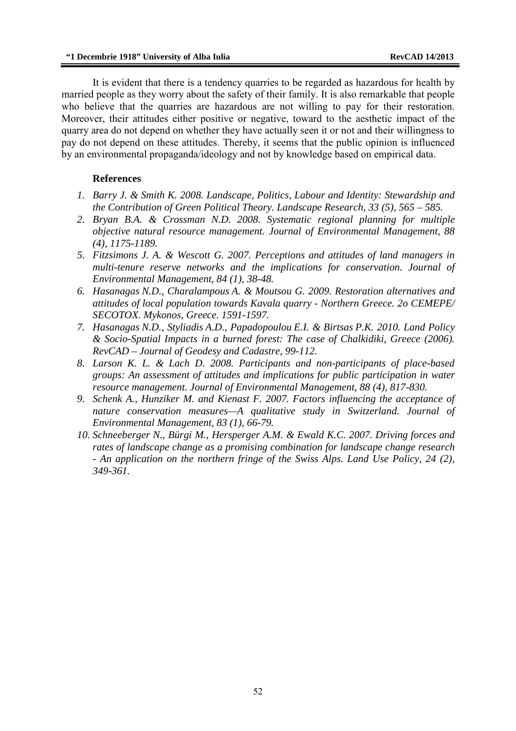It is evident that there is a tendency quarries to be regarded as hazardous for health by married people as they worry about the safety of their family. It is also remarkable that people who believe that the quarries are hazardous are not willing to pay for their restoration. Moreover, their attitudes either positive or negative, toward to the aesthetic impact of the quarry area do not depend on whether they have actually seen it or not and their willingness to pay do not depend on these attitudes. Thereby, it seems that the public opinion is influenced by an environmental propaganda/ideology and not by knowledge based on empirical data.

### References

1. *Barry J. & Smith K. 2008. Landscape, Politics, Labour and Identity: Stewardship and the Contribution of Green Political Theory. Landscape Research, 33 (5), 565 – 585.*
2. *Bryan B.A. & Crossman N.D. 2008. Systematic regional planning for multiple objective natural resource management. Journal of Environmental Management, 88 (4), 1175-1189.*
5. *Fitzsimons J. A. & Wescott G. 2007. Perceptions and attitudes of land managers in multi-tenure reserve networks and the implications for conservation. Journal of Environmental Management, 84 (1), 38-48.*
6. *Hasanagas N.D., Charalampous A. & Moutsou G. 2009. Restoration alternatives and attitudes of local population towards Kavala quarry - Northern Greece. 2o CEMEPE/ SECOTOX. Mykonos, Greece. 1591-1597.*
7. *Hasanagas N.D., Styliadis A.D., Papadopoulou E.I. & Birtsas P.K. 2010. Land Policy & Socio-Spatial Impacts in a burned forest: The case of Chalkidiki, Greece (2006). RevCAD – Journal of Geodesy and Cadastre, 99-112.*
8. *Larson K. L. & Lach D. 2008. Participants and non-participants of place-based groups: An assessment of attitudes and implications for public participation in water resource management. Journal of Environmental Management, 88 (4), 817-830.*
9. *Schenk A., Hunziker M. and Kienast F. 2007. Factors influencing the acceptance of nature conservation measures—A qualitative study in Switzerland. Journal of Environmental Management, 83 (1), 66-79.*
10. *Schneeberger N., Bürgi M., Hersperger A.M. & Ewald K.C. 2007. Driving forces and rates of landscape change as a promising combination for landscape change research - An application on the northern fringe of the Swiss Alps. Land Use Policy, 24 (2), 349-361.*